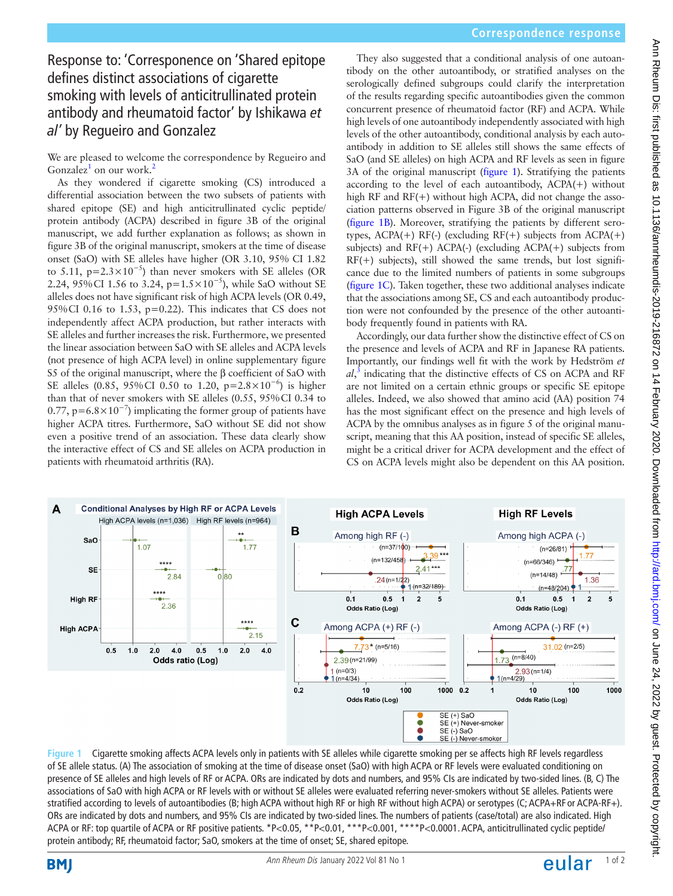# Response to: 'Corresponence on 'Shared epitope defines distinct associations of cigarette smoking with levels of anticitrullinated protein antibody and rheumatoid factor' by Ishikawa *et al*' by Regueiro and Gonzalez

We are pleased to welcome the correspondence by Regueiro and Gonzalez[1] on our work.[2]

As they wondered if cigarette smoking (CS) introduced a differential association between the two subsets of patients with shared epitope (SE) and high anticitrullinated cyclic peptide/protein antibody (ACPA) described in figure 3B of the original manuscript, we add further explanation as follows; as shown in figure 3B of the original manuscript, smokers at the time of disease onset (SaO) with SE alleles have higher (OR 3.10, 95% CI 1.82 to 5.11, $p=2.3\times10^{-5}$) than never smokers with SE alleles (OR 2.24, 95% CI 1.56 to 3.24, $p=1.5\times10^{-5}$), while SaO without SE alleles does not have significant risk of high ACPA levels (OR 0.49, 95% CI 0.16 to 1.53, p=0.22). This indicates that CS does not independently affect ACPA production, but rather interacts with SE alleles and further increases the risk. Furthermore, we presented the linear association between SaO with SE alleles and ACPA levels (not presence of high ACPA level) in online supplementary figure S5 of the original manuscript, where the β coefficient of SaO with SE alleles (0.85, 95% CI 0.50 to 1.20, $p=2.8\times10^{-6}$) is higher than that of never smokers with SE alleles (0.55, 95% CI 0.34 to 0.77, $p=6.8\times10^{-7}$) implicating the former group of patients have higher ACPA titres. Furthermore, SaO without SE did not show even a positive trend of an association. These data clearly show the interactive effect of CS and SE alleles on ACPA production in patients with rheumatoid arthritis (RA).

They also suggested that a conditional analysis of one autoantibody on the other autoantibody, or stratified analyses on the serologically defined subgroups could clarify the interpretation of the results regarding specific autoantibodies given the common concurrent presence of rheumatoid factor (RF) and ACPA. While high levels of one autoantibody independently associated with high levels of the other autoantibody, conditional analysis by each autoantibody in addition to SE alleles still shows the same effects of SaO (and SE alleles) on high ACPA and RF levels as seen in figure 3A of the original manuscript (figure 1). Stratifying the patients according to the level of each autoantibody, ACPA(+) without high RF and RF(+) without high ACPA, did not change the association patterns observed in Figure 3B of the original manuscript (figure 1B). Moreover, stratifying the patients by different serotypes, ACPA(+) RF(-) (excluding RF(+) subjects from ACPA(+) subjects) and RF(+) ACPA(-) (excluding ACPA(+) subjects from RF(+) subjects), still showed the same trends, but lost significance due to the limited numbers of patients in some subgroups (figure 1C). Taken together, these two additional analyses indicate that the associations among SE, CS and each autoantibody production were not confounded by the presence of the other autoantibody frequently found in patients with RA.

Accordingly, our data further show the distinctive effect of CS on the presence and levels of ACPA and RF in Japanese RA patients. Importantly, our findings well fit with the work by Hedström *et al*,[3] indicating that the distinctive effects of CS on ACPA and RF are not limited on a certain ethnic groups or specific SE epitope alleles. Indeed, we also showed that amino acid (AA) position 74 has the most significant effect on the presence and high levels of ACPA by the omnibus analyses as in figure 5 of the original manuscript, meaning that this AA position, instead of specific SE alleles, might be a critical driver for ACPA development and the effect of CS on ACPA levels might also be dependent on this AA position.

**Figure 1** Cigarette smoking affects ACPA levels only in patients with SE alleles while cigarette smoking per se affects high RF levels regardless of SE allele status. (A) The association of smoking at the time of disease onset (SaO) with high ACPA or RF levels were evaluated conditioning on presence of SE alleles and high levels of RF or ACPA. ORs are indicated by dots and numbers, and 95% CIs are indicated by two-sided lines. (B, C) The associations of SaO with high ACPA or RF levels with or without SE alleles were evaluated referring never-smokers without SE alleles. Patients were stratified according to levels of autoantibodies (B; high ACPA without high RF or high RF without high ACPA) or serotypes (C; ACPA+RF or ACPA-RF+). ORs are indicated by dots and numbers, and 95% CIs are indicated by two-sided lines. The numbers of patients (case/total) are also indicated. High ACPA or RF: top quartile of ACPA or RF positive patients. *P<0.05, **P<0.01, ***P<0.001, ****P<0.0001. ACPA, anticitrullinated cyclic peptide/protein antibody; RF, rheumatoid factor; SaO, smokers at the time of onset; SE, shared epitope.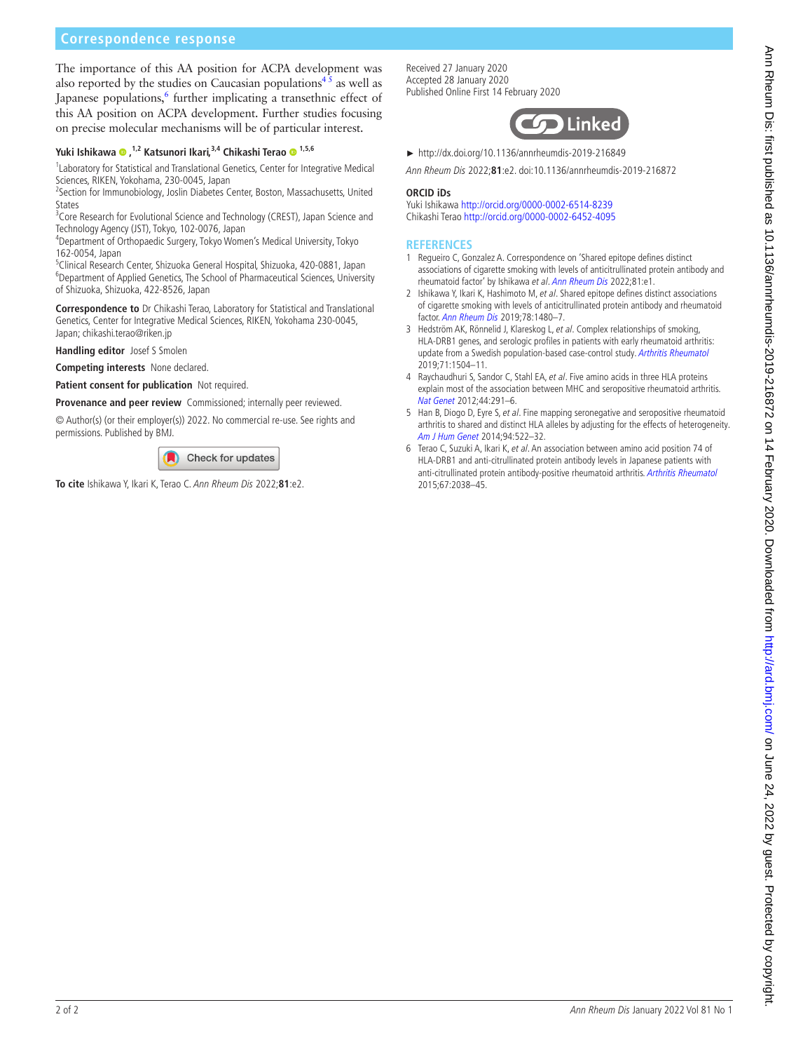## Correspondence response

The importance of this AA position for ACPA development was also reported by the studies on Caucasian populations[4 5] as well as Japanese populations,[6] further implicating a transethnic effect of this AA position on ACPA development. Further studies focusing on precise molecular mechanisms will be of particular interest.

**Yuki Ishikawa** [1,2] **Katsunori Ikari,**[3,4] **Chikashi Terao** [1,5,6]

[1]Laboratory for Statistical and Translational Genetics, Center for Integrative Medical Sciences, RIKEN, Yokohama, 230-0045, Japan
[2]Section for Immunobiology, Joslin Diabetes Center, Boston, Massachusetts, United States
[3]Core Research for Evolutional Science and Technology (CREST), Japan Science and Technology Agency (JST), Tokyo, 102-0076, Japan
[4]Department of Orthopaedic Surgery, Tokyo Women's Medical University, Tokyo 162-0054, Japan
[5]Clinical Research Center, Shizuoka General Hospital, Shizuoka, 420-0881, Japan
[6]Department of Applied Genetics, The School of Pharmaceutical Sciences, University of Shizuoka, Shizuoka, 422-8526, Japan

**Correspondence to** Dr Chikashi Terao, Laboratory for Statistical and Translational Genetics, Center for Integrative Medical Sciences, RIKEN, Yokohama 230-0045, Japan; chikashi.terao@riken.jp

**Handling editor** Josef S Smolen

**Competing interests** None declared.

**Patient consent for publication** Not required.

**Provenance and peer review** Commissioned; internally peer reviewed.

© Author(s) (or their employer(s)) 2022. No commercial re-use. See rights and permissions. Published by BMJ.

**To cite** Ishikawa Y, Ikari K, Terao C. *Ann Rheum Dis* 2022;**81**:e2.

Received 27 January 2020
Accepted 28 January 2020
Published Online First 14 February 2020

► http://dx.doi.org/10.1136/annrheumdis-2019-216849

*Ann Rheum Dis* 2022;**81**:e2. doi:10.1136/annrheumdis-2019-216872

**ORCID iDs**
Yuki Ishikawa http://orcid.org/0000-0002-6514-8239
Chikashi Terao http://orcid.org/0000-0002-6452-4095

## REFERENCES

1. Regueiro C, Gonzalez A. Correspondence on 'Shared epitope defines distinct associations of cigarette smoking with levels of anticitrullinated protein antibody and rheumatoid factor' by Ishikawa *et al*. *Ann Rheum Dis* 2022;81:e1.
2. Ishikawa Y, Ikari K, Hashimoto M, *et al*. Shared epitope defines distinct associations of cigarette smoking with levels of anticitrullinated protein antibody and rheumatoid factor. *Ann Rheum Dis* 2019;78:1480–7.
3. Hedström AK, Rönnelid J, Klareskog L, *et al*. Complex relationships of smoking, HLA-DRB1 genes, and serologic profiles in patients with early rheumatoid arthritis: update from a Swedish population-based case-control study. *Arthritis Rheumatol* 2019;71:1504–11.
4. Raychaudhuri S, Sandor C, Stahl EA, *et al*. Five amino acids in three HLA proteins explain most of the association between MHC and seropositive rheumatoid arthritis. *Nat Genet* 2012;44:291–6.
5. Han B, Diogo D, Eyre S, *et al*. Fine mapping seronegative and seropositive rheumatoid arthritis to shared and distinct HLA alleles by adjusting for the effects of heterogeneity. *Am J Hum Genet* 2014;94:522–32.
6. Terao C, Suzuki A, Ikari K, *et al*. An association between amino acid position 74 of HLA-DRB1 and anti-citrullinated protein antibody levels in Japanese patients with anti-citrullinated protein antibody-positive rheumatoid arthritis. *Arthritis Rheumatol* 2015;67:2038–45.